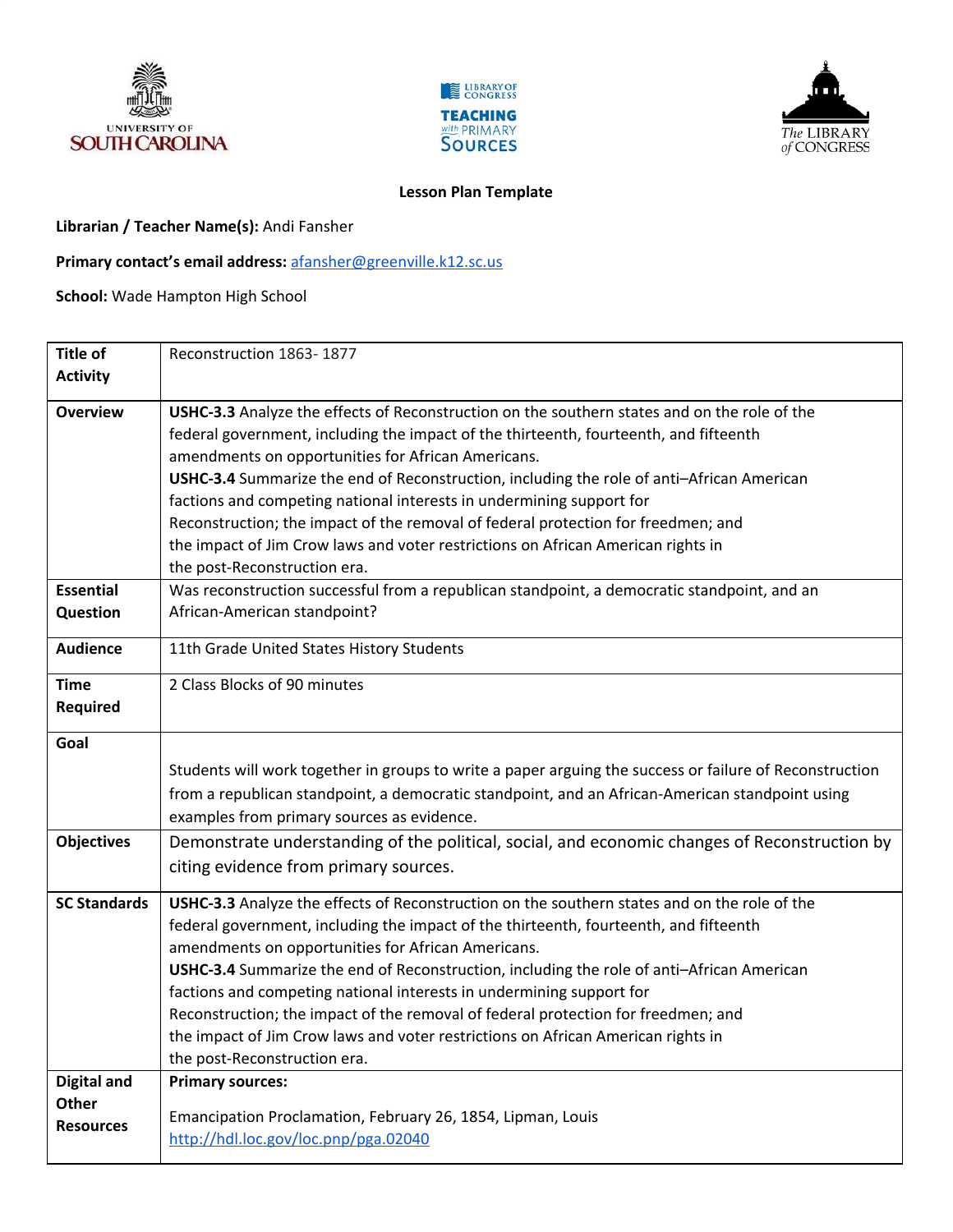**Lesson Plan Template**

**Librarian / Teacher Name(s):** Andi Fansher

**Primary contact's email address:** afansher@greenville.k12.sc.us

**School:** Wade Hampton High School

| | |
|---|---|
| **Title of Activity** | Reconstruction 1863- 1877 |
| **Overview** | **USHC-3.3** Analyze the effects of Reconstruction on the southern states and on the role of the federal government, including the impact of the thirteenth, fourteenth, and fifteenth amendments on opportunities for African Americans.<br>**USHC-3.4** Summarize the end of Reconstruction, including the role of anti–African American factions and competing national interests in undermining support for Reconstruction; the impact of the removal of federal protection for freedmen; and the impact of Jim Crow laws and voter restrictions on African American rights in the post-Reconstruction era. |
| **Essential Question** | Was reconstruction successful from a republican standpoint, a democratic standpoint, and an African-American standpoint? |
| **Audience** | 11th Grade United States History Students |
| **Time Required** | 2 Class Blocks of 90 minutes |
| **Goal** | Students will work together in groups to write a paper arguing the success or failure of Reconstruction from a republican standpoint, a democratic standpoint, and an African-American standpoint using examples from primary sources as evidence. |
| **Objectives** | Demonstrate understanding of the political, social, and economic changes of Reconstruction by citing evidence from primary sources. |
| **SC Standards** | **USHC-3.3** Analyze the effects of Reconstruction on the southern states and on the role of the federal government, including the impact of the thirteenth, fourteenth, and fifteenth amendments on opportunities for African Americans.<br>**USHC-3.4** Summarize the end of Reconstruction, including the role of anti–African American factions and competing national interests in undermining support for Reconstruction; the impact of the removal of federal protection for freedmen; and the impact of Jim Crow laws and voter restrictions on African American rights in the post-Reconstruction era. |
| **Digital and Other Resources** | **Primary sources:**<br><br>Emancipation Proclamation, February 26, 1854, Lipman, Louis<br>http://hdl.loc.gov/loc.pnp/pga.02040 |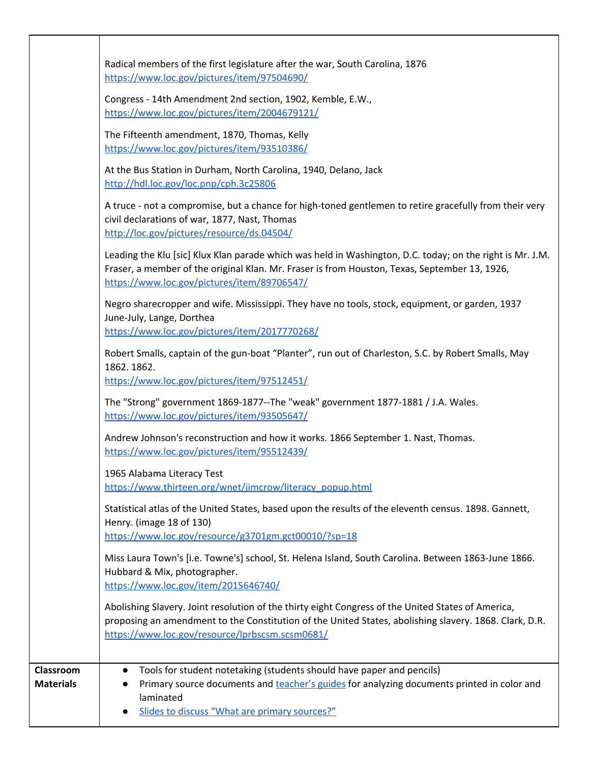| | |
|---|---|
| | Radical members of the first legislature after the war, South Carolina, 1876 https://www.loc.gov/pictures/item/97504690/<br><br>Congress - 14th Amendment 2nd section, 1902, Kemble, E.W., https://www.loc.gov/pictures/item/2004679121/<br><br>The Fifteenth amendment, 1870, Thomas, Kelly https://www.loc.gov/pictures/item/93510386/<br><br>At the Bus Station in Durham, North Carolina, 1940, Delano, Jack http://hdl.loc.gov/loc.pnp/cph.3c25806<br><br>A truce - not a compromise, but a chance for high-toned gentlemen to retire gracefully from their very civil declarations of war, 1877, Nast, Thomas http://loc.gov/pictures/resource/ds.04504/<br><br>Leading the Klu [sic] Klux Klan parade which was held in Washington, D.C. today; on the right is Mr. J.M. Fraser, a member of the original Klan. Mr. Fraser is from Houston, Texas, September 13, 1926, https://www.loc.gov/pictures/item/89706547/<br><br>Negro sharecropper and wife. Mississippi. They have no tools, stock, equipment, or garden, 1937 June-July, Lange, Dorthea https://www.loc.gov/pictures/item/2017770268/<br><br>Robert Smalls, captain of the gun-boat "Planter", run out of Charleston, S.C. by Robert Smalls, May 1862. 1862. https://www.loc.gov/pictures/item/97512451/<br><br>The "Strong" government 1869-1877--The "weak" government 1877-1881 / J.A. Wales. https://www.loc.gov/pictures/item/93505647/<br><br>Andrew Johnson's reconstruction and how it works. 1866 September 1. Nast, Thomas. https://www.loc.gov/pictures/item/95512439/<br><br>1965 Alabama Literacy Test https://www.thirteen.org/wnet/jimcrow/literacy_popup.html<br><br>Statistical atlas of the United States, based upon the results of the eleventh census. 1898. Gannett, Henry. (image 18 of 130) https://www.loc.gov/resource/g3701gm.gct00010/?sp=18<br><br>Miss Laura Town's [i.e. Towne's] school, St. Helena Island, South Carolina. Between 1863-June 1866. Hubbard & Mix, photographer. https://www.loc.gov/item/2015646740/<br><br>Abolishing Slavery. Joint resolution of the thirty eight Congress of the United States of America, proposing an amendment to the Constitution of the United States, abolishing slavery. 1868. Clark, D.R. https://www.loc.gov/resource/lprbscsm.scsm0681/ |
| **Classroom Materials** | • Tools for student notetaking (students should have paper and pencils)<br>• Primary source documents and teacher's guides for analyzing documents printed in color and laminated<br>• Slides to discuss "What are primary sources?" |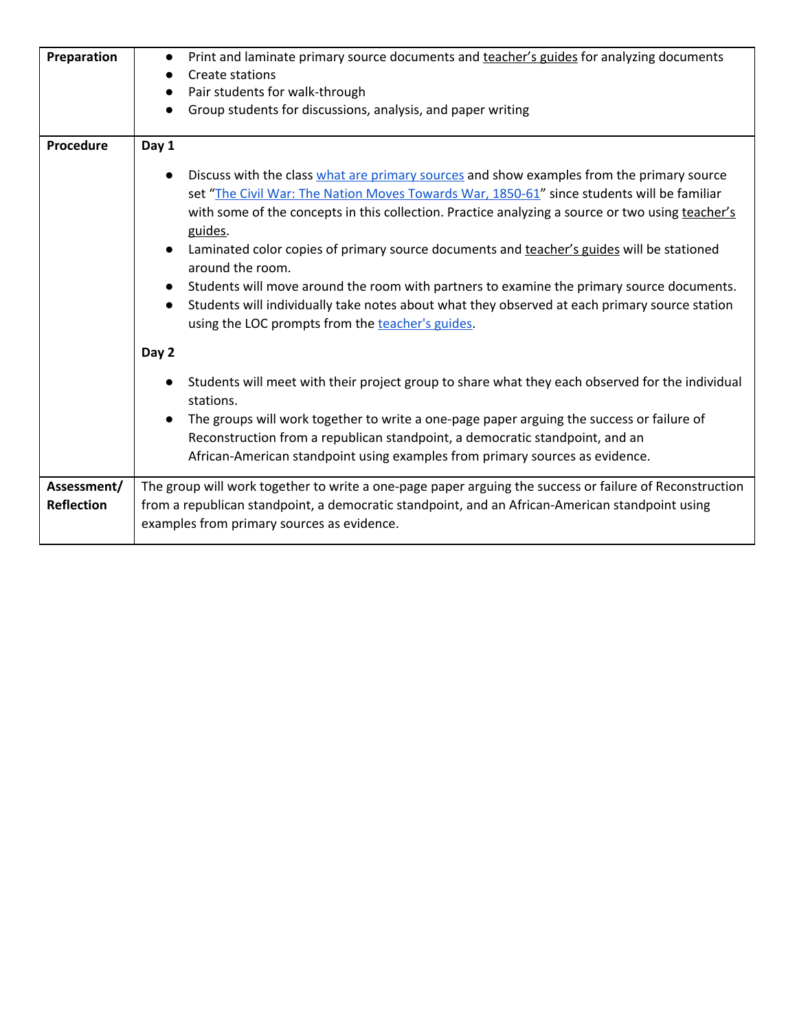| | |
|---|---|
| **Preparation** | • Print and laminate primary source documents and teacher's guides for analyzing documents<br>• Create stations<br>• Pair students for walk-through<br>• Group students for discussions, analysis, and paper writing |
| **Procedure** | **Day 1**<br>• Discuss with the class what are primary sources and show examples from the primary source set "The Civil War: The Nation Moves Towards War, 1850-61" since students will be familiar with some of the concepts in this collection. Practice analyzing a source or two using teacher's guides.<br>• Laminated color copies of primary source documents and teacher's guides will be stationed around the room.<br>• Students will move around the room with partners to examine the primary source documents.<br>• Students will individually take notes about what they observed at each primary source station using the LOC prompts from the teacher's guides.<br>**Day 2**<br>• Students will meet with their project group to share what they each observed for the individual stations.<br>• The groups will work together to write a one-page paper arguing the success or failure of Reconstruction from a republican standpoint, a democratic standpoint, and an African-American standpoint using examples from primary sources as evidence. |
| **Assessment/ Reflection** | The group will work together to write a one-page paper arguing the success or failure of Reconstruction from a republican standpoint, a democratic standpoint, and an African-American standpoint using examples from primary sources as evidence. |